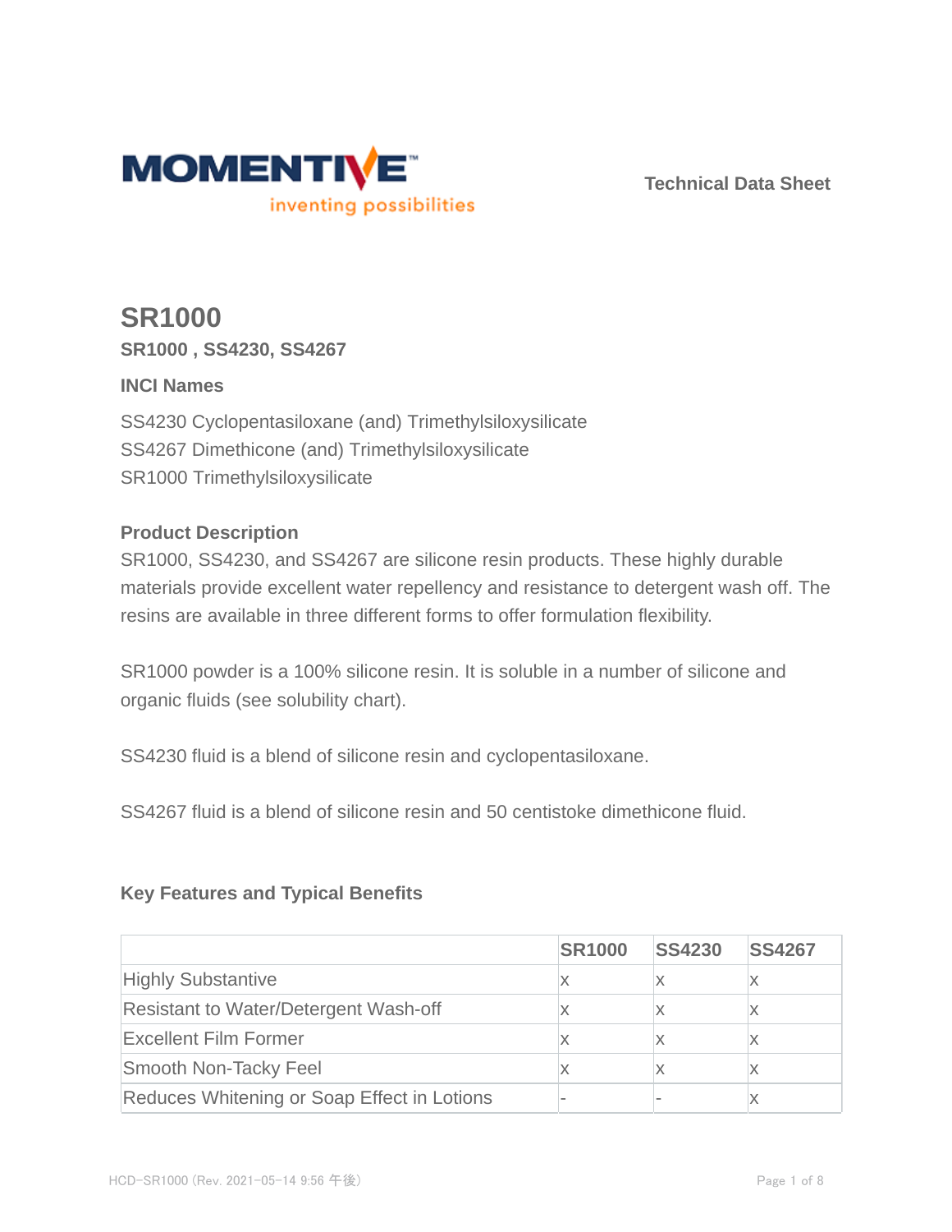Technical Data Sheet

# SR1000

**SR1000 , SS4230, SS4267**

### INCI Names

SS4230 Cyclopentasiloxane (and) Trimethylsiloxysilicate
SS4267 Dimethicone (and) Trimethylsiloxysilicate
SR1000 Trimethylsiloxysilicate

### Product Description

SR1000, SS4230, and SS4267 are silicone resin products. These highly durable materials provide excellent water repellency and resistance to detergent wash off. The resins are available in three different forms to offer formulation flexibility.

SR1000 powder is a 100% silicone resin. It is soluble in a number of silicone and organic fluids (see solubility chart).

SS4230 fluid is a blend of silicone resin and cyclopentasiloxane.

SS4267 fluid is a blend of silicone resin and 50 centistoke dimethicone fluid.

### Key Features and Typical Benefits

| | SR1000 | SS4230 | SS4267 |
|---|---|---|---|
| Highly Substantive | x | x | x |
| Resistant to Water/Detergent Wash-off | x | x | x |
| Excellent Film Former | x | x | x |
| Smooth Non-Tacky Feel | x | x | x |
| Reduces Whitening or Soap Effect in Lotions | - | - | x |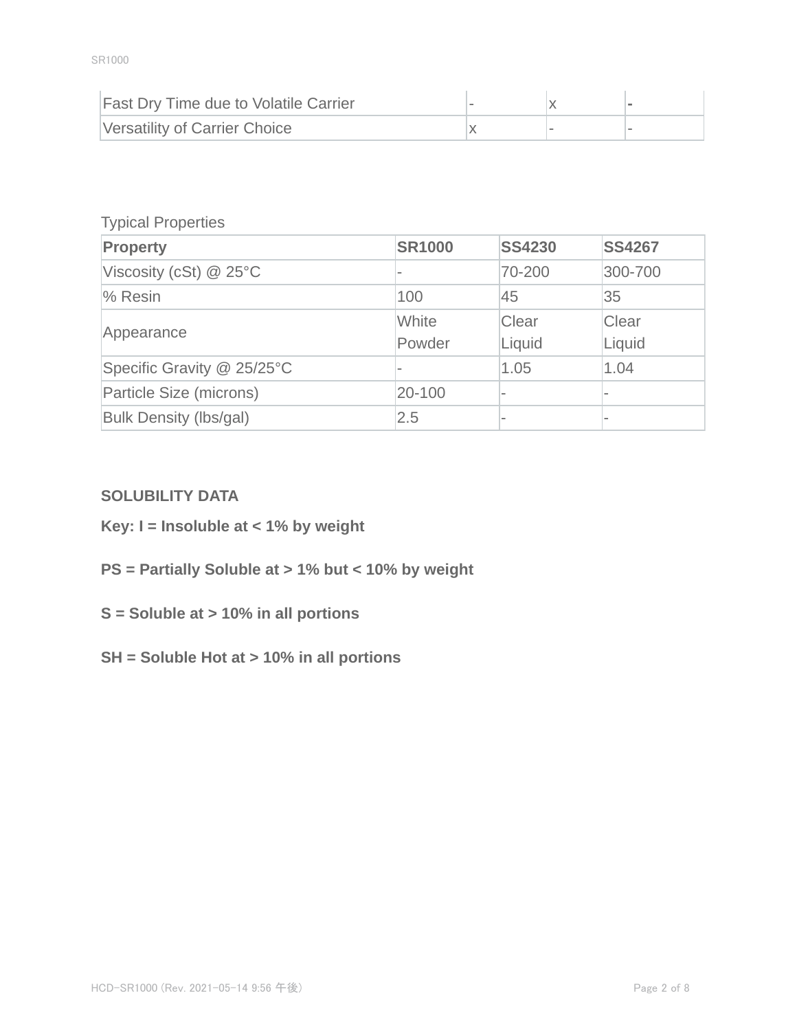| | | | |
|---|---|---|---|
| Fast Dry Time due to Volatile Carrier | - | x | - |
| Versatility of Carrier Choice | x | - | - |

Typical Properties

| Property | SR1000 | SS4230 | SS4267 |
|---|---|---|---|
| Viscosity (cSt) @ 25°C | - | 70-200 | 300-700 |
| % Resin | 100 | 45 | 35 |
| Appearance | White Powder | Clear Liquid | Clear Liquid |
| Specific Gravity @ 25/25°C | - | 1.05 | 1.04 |
| Particle Size (microns) | 20-100 | - | - |
| Bulk Density (lbs/gal) | 2.5 | - | - |

**SOLUBILITY DATA**

**Key: I = Insoluble at < 1% by weight**

**PS = Partially Soluble at > 1% but < 10% by weight**

**S = Soluble at > 10% in all portions**

**SH = Soluble Hot at > 10% in all portions**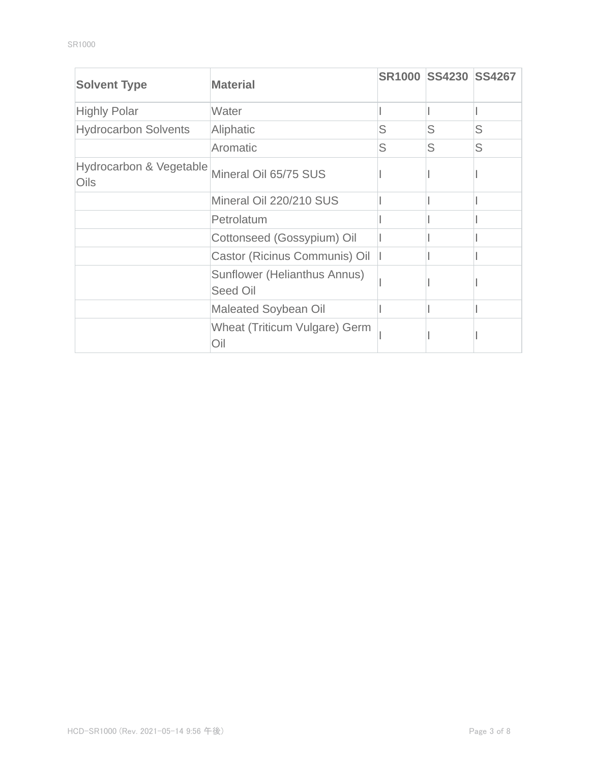| Solvent Type | Material | SR1000 | SS4230 | SS4267 |
| --- | --- | --- | --- | --- |
| Highly Polar | Water | I | I | I |
| Hydrocarbon Solvents | Aliphatic | S | S | S |
| | Aromatic | S | S | S |
| Hydrocarbon & Vegetable Oils | Mineral Oil 65/75 SUS | I | I | I |
| | Mineral Oil 220/210 SUS | I | I | I |
| | Petrolatum | I | I | I |
| | Cottonseed (Gossypium) Oil | I | I | I |
| | Castor (Ricinus Communis) Oil | I | I | I |
| | Sunflower (Helianthus Annus) Seed Oil | I | I | I |
| | Maleated Soybean Oil | I | I | I |
| | Wheat (Triticum Vulgare) Germ Oil | I | I | I |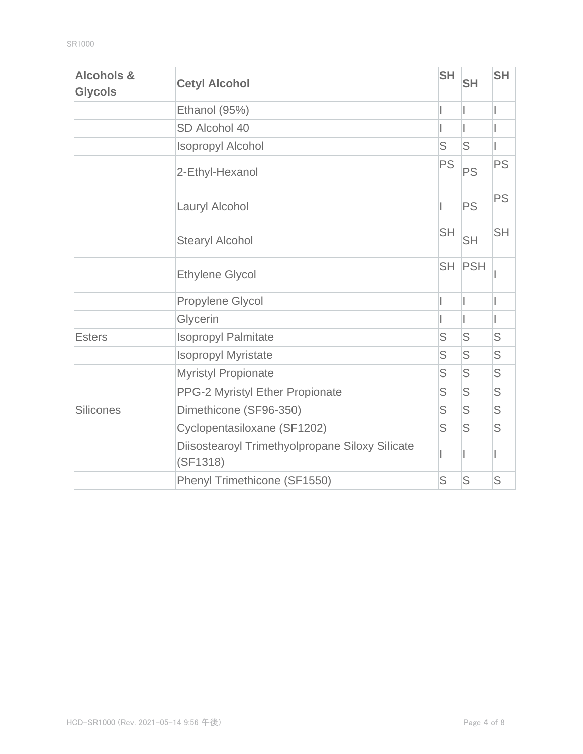| **Alcohols & Glycols** | **Cetyl Alcohol** | **SH** | **SH** | **SH** |
|---|---|---|---|---|
| | Ethanol (95%) | I | I | I |
| | SD Alcohol 40 | I | I | I |
| | Isopropyl Alcohol | S | S | I |
| | 2-Ethyl-Hexanol | PS | PS | PS |
| | Lauryl Alcohol | I | PS | PS |
| | Stearyl Alcohol | SH | SH | SH |
| | Ethylene Glycol | SH | PSH | I |
| | Propylene Glycol | I | I | I |
| | Glycerin | I | I | I |
| Esters | Isopropyl Palmitate | S | S | S |
| | Isopropyl Myristate | S | S | S |
| | Myristyl Propionate | S | S | S |
| | PPG-2 Myristyl Ether Propionate | S | S | S |
| Silicones | Dimethicone (SF96-350) | S | S | S |
| | Cyclopentasiloxane (SF1202) | S | S | S |
| | Diisostearoyl Trimethyolpropane Siloxy Silicate (SF1318) | I | I | I |
| | Phenyl Trimethicone (SF1550) | S | S | S |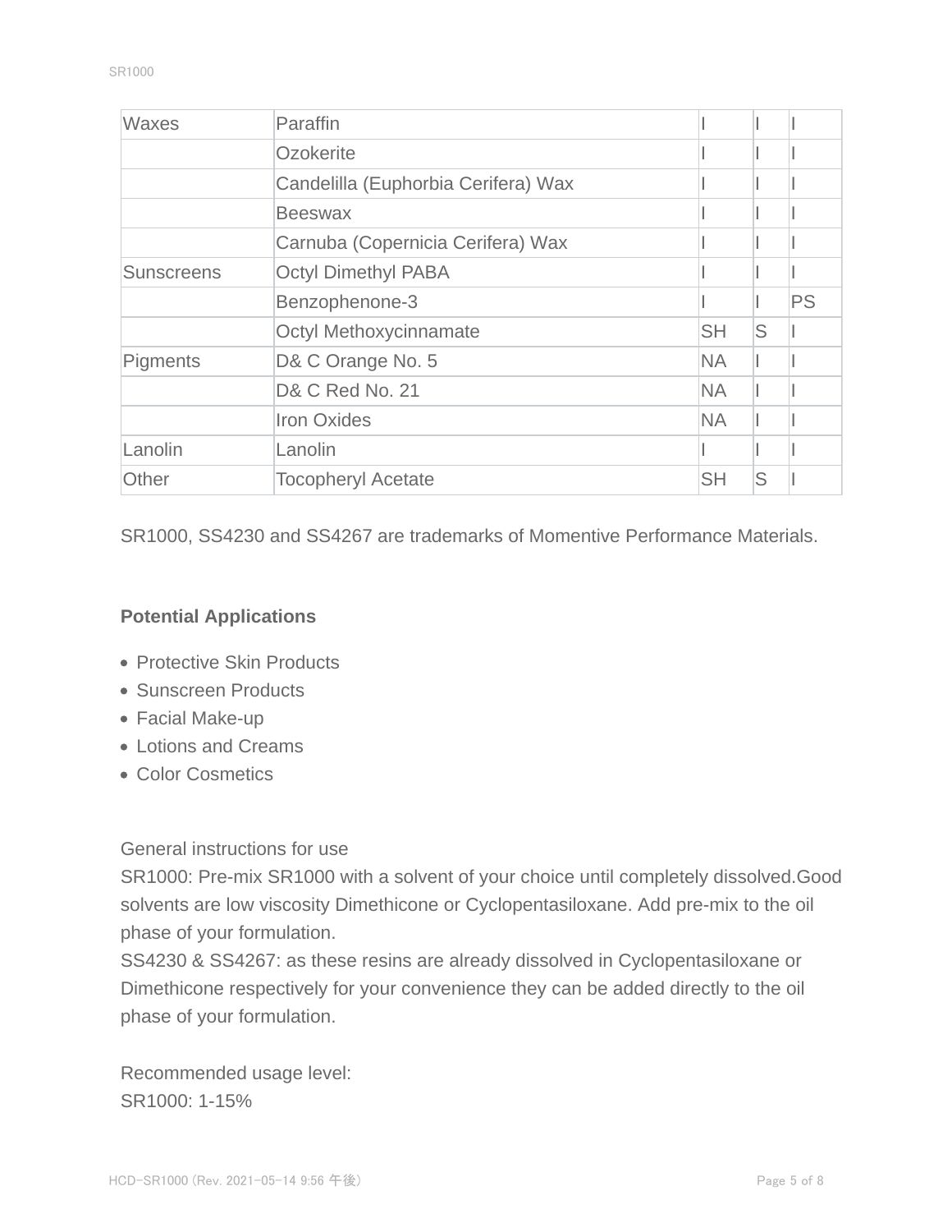| | | | | |
|---|---|---|---|---|
| Waxes | Paraffin | I | I | I |
| | Ozokerite | I | I | I |
| | Candelilla (Euphorbia Cerifera) Wax | I | I | I |
| | Beeswax | I | I | I |
| | Carnuba (Copernicia Cerifera) Wax | I | I | I |
| Sunscreens | Octyl Dimethyl PABA | I | I | I |
| | Benzophenone-3 | I | I | PS |
| | Octyl Methoxycinnamate | SH | S | I |
| Pigments | D& C Orange No. 5 | NA | I | I |
| | D& C Red No. 21 | NA | I | I |
| | Iron Oxides | NA | I | I |
| Lanolin | Lanolin | I | I | I |
| Other | Tocopheryl Acetate | SH | S | I |

SR1000, SS4230 and SS4267 are trademarks of Momentive Performance Materials.

**Potential Applications**

- Protective Skin Products
- Sunscreen Products
- Facial Make-up
- Lotions and Creams
- Color Cosmetics

General instructions for use

SR1000: Pre-mix SR1000 with a solvent of your choice until completely dissolved.Good solvents are low viscosity Dimethicone or Cyclopentasiloxane. Add pre-mix to the oil phase of your formulation.

SS4230 & SS4267: as these resins are already dissolved in Cyclopentasiloxane or Dimethicone respectively for your convenience they can be added directly to the oil phase of your formulation.

Recommended usage level:

SR1000: 1-15%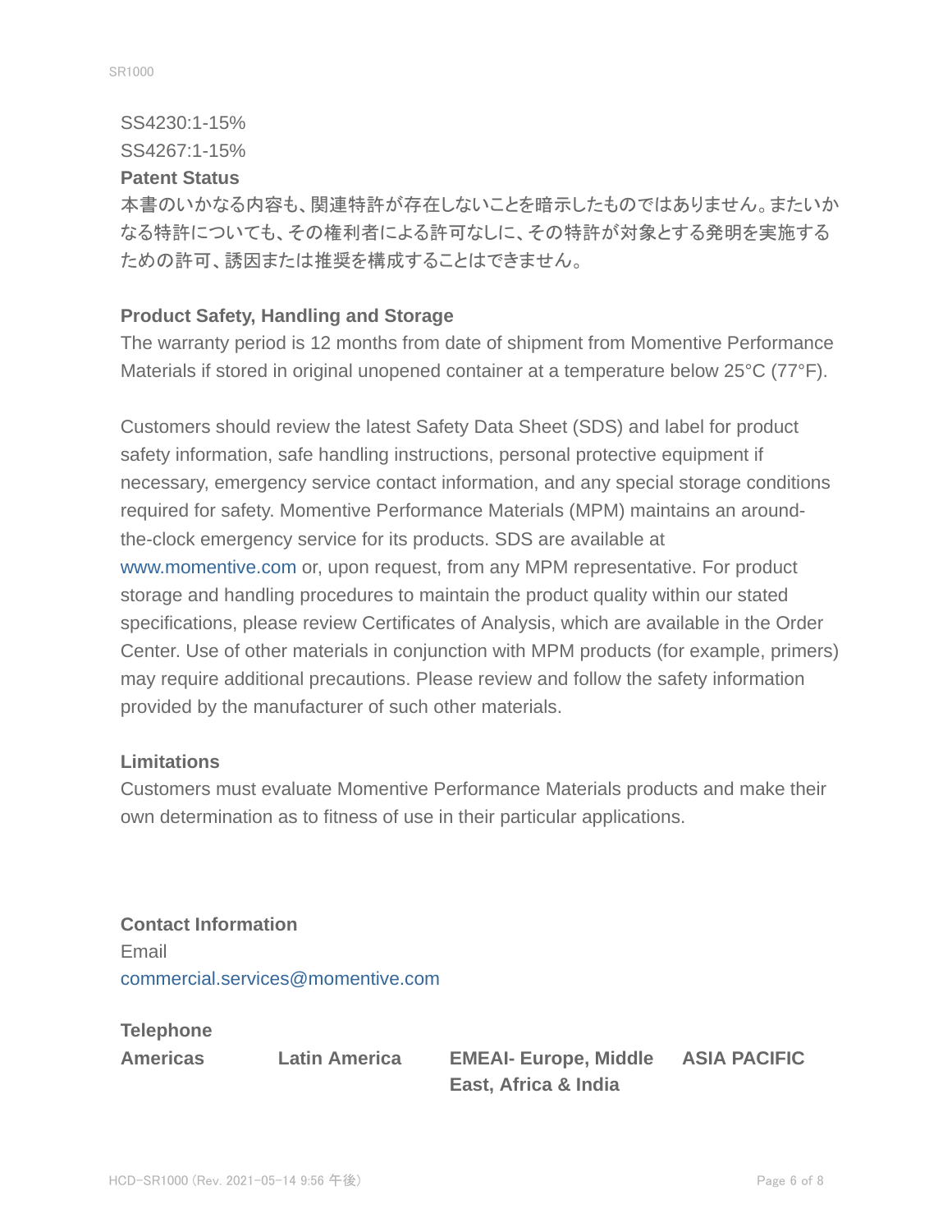SS4230:1-15%

SS4267:1-15%

**Patent Status**

本書のいかなる内容も、関連特許が存在しないことを暗示したものではありません。またいかなる特許についても、その権利者による許可なしに、その特許が対象とする発明を実施するための許可、誘因または推奨を構成することはできません。

**Product Safety, Handling and Storage**

The warranty period is 12 months from date of shipment from Momentive Performance Materials if stored in original unopened container at a temperature below 25°C (77°F).

Customers should review the latest Safety Data Sheet (SDS) and label for product safety information, safe handling instructions, personal protective equipment if necessary, emergency service contact information, and any special storage conditions required for safety. Momentive Performance Materials (MPM) maintains an around-the-clock emergency service for its products. SDS are available at www.momentive.com or, upon request, from any MPM representative. For product storage and handling procedures to maintain the product quality within our stated specifications, please review Certificates of Analysis, which are available in the Order Center. Use of other materials in conjunction with MPM products (for example, primers) may require additional precautions. Please review and follow the safety information provided by the manufacturer of such other materials.

**Limitations**

Customers must evaluate Momentive Performance Materials products and make their own determination as to fitness of use in their particular applications.

**Contact Information**

Email

commercial.services@momentive.com

**Telephone**

| **Americas** | **Latin America** | **EMEAI- Europe, Middle East, Africa & India** | **ASIA PACIFIC** |
|---|---|---|---|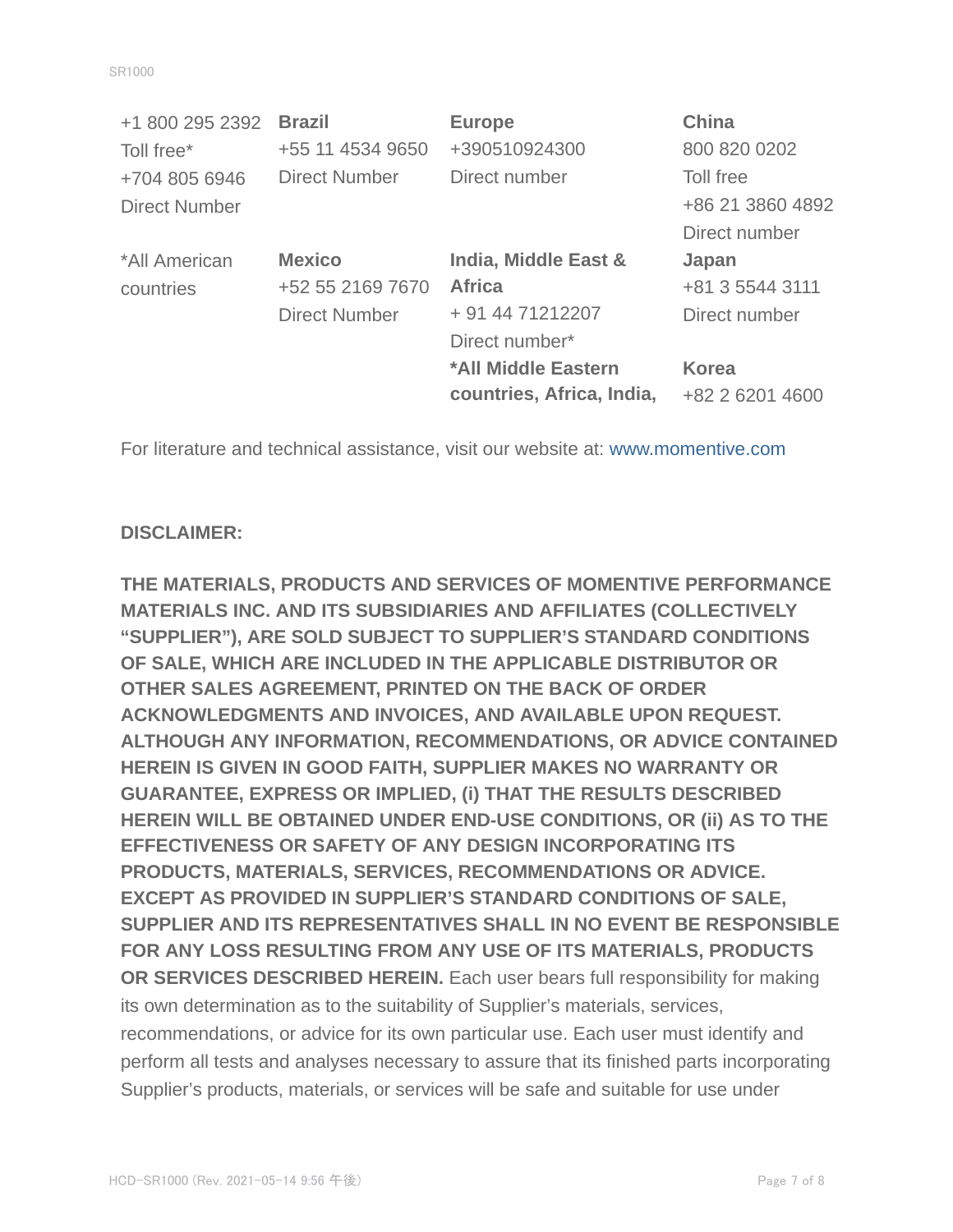| +1 800 295 2392 | **Brazil** | **Europe** | **China** |
|---|---|---|---|
| Toll free* | +55 11 4534 9650 | +390510924300 | 800 820 0202 |
| +704 805 6946 | Direct Number | Direct number | Toll free |
| Direct Number | | | +86 21 3860 4892 |
| | | | Direct number |
| *All American countries | **Mexico** | **India, Middle East & Africa** | **Japan** |
| | +52 55 2169 7670 | + 91 44 71212207 | +81 3 5544 3111 |
| | Direct Number | Direct number* | Direct number |
| | | **\*All Middle Eastern countries, Africa, India,** | **Korea** |
| | | | +82 2 6201 4600 |

For literature and technical assistance, visit our website at: www.momentive.com

**DISCLAIMER:**

**THE MATERIALS, PRODUCTS AND SERVICES OF MOMENTIVE PERFORMANCE MATERIALS INC. AND ITS SUBSIDIARIES AND AFFILIATES (COLLECTIVELY "SUPPLIER"), ARE SOLD SUBJECT TO SUPPLIER'S STANDARD CONDITIONS OF SALE, WHICH ARE INCLUDED IN THE APPLICABLE DISTRIBUTOR OR OTHER SALES AGREEMENT, PRINTED ON THE BACK OF ORDER ACKNOWLEDGMENTS AND INVOICES, AND AVAILABLE UPON REQUEST. ALTHOUGH ANY INFORMATION, RECOMMENDATIONS, OR ADVICE CONTAINED HEREIN IS GIVEN IN GOOD FAITH, SUPPLIER MAKES NO WARRANTY OR GUARANTEE, EXPRESS OR IMPLIED, (i) THAT THE RESULTS DESCRIBED HEREIN WILL BE OBTAINED UNDER END-USE CONDITIONS, OR (ii) AS TO THE EFFECTIVENESS OR SAFETY OF ANY DESIGN INCORPORATING ITS PRODUCTS, MATERIALS, SERVICES, RECOMMENDATIONS OR ADVICE. EXCEPT AS PROVIDED IN SUPPLIER'S STANDARD CONDITIONS OF SALE, SUPPLIER AND ITS REPRESENTATIVES SHALL IN NO EVENT BE RESPONSIBLE FOR ANY LOSS RESULTING FROM ANY USE OF ITS MATERIALS, PRODUCTS OR SERVICES DESCRIBED HEREIN.** Each user bears full responsibility for making its own determination as to the suitability of Supplier's materials, services, recommendations, or advice for its own particular use. Each user must identify and perform all tests and analyses necessary to assure that its finished parts incorporating Supplier's products, materials, or services will be safe and suitable for use under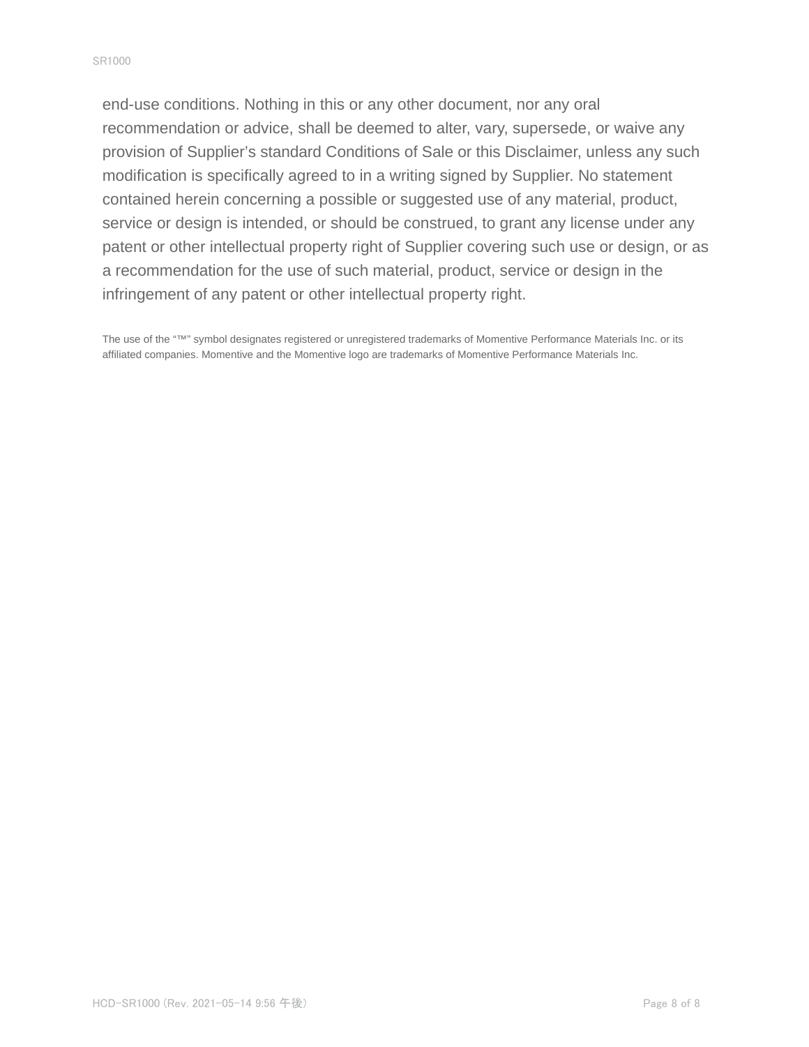end-use conditions. Nothing in this or any other document, nor any oral recommendation or advice, shall be deemed to alter, vary, supersede, or waive any provision of Supplier's standard Conditions of Sale or this Disclaimer, unless any such modification is specifically agreed to in a writing signed by Supplier. No statement contained herein concerning a possible or suggested use of any material, product, service or design is intended, or should be construed, to grant any license under any patent or other intellectual property right of Supplier covering such use or design, or as a recommendation for the use of such material, product, service or design in the infringement of any patent or other intellectual property right.

The use of the "™" symbol designates registered or unregistered trademarks of Momentive Performance Materials Inc. or its affiliated companies. Momentive and the Momentive logo are trademarks of Momentive Performance Materials Inc.